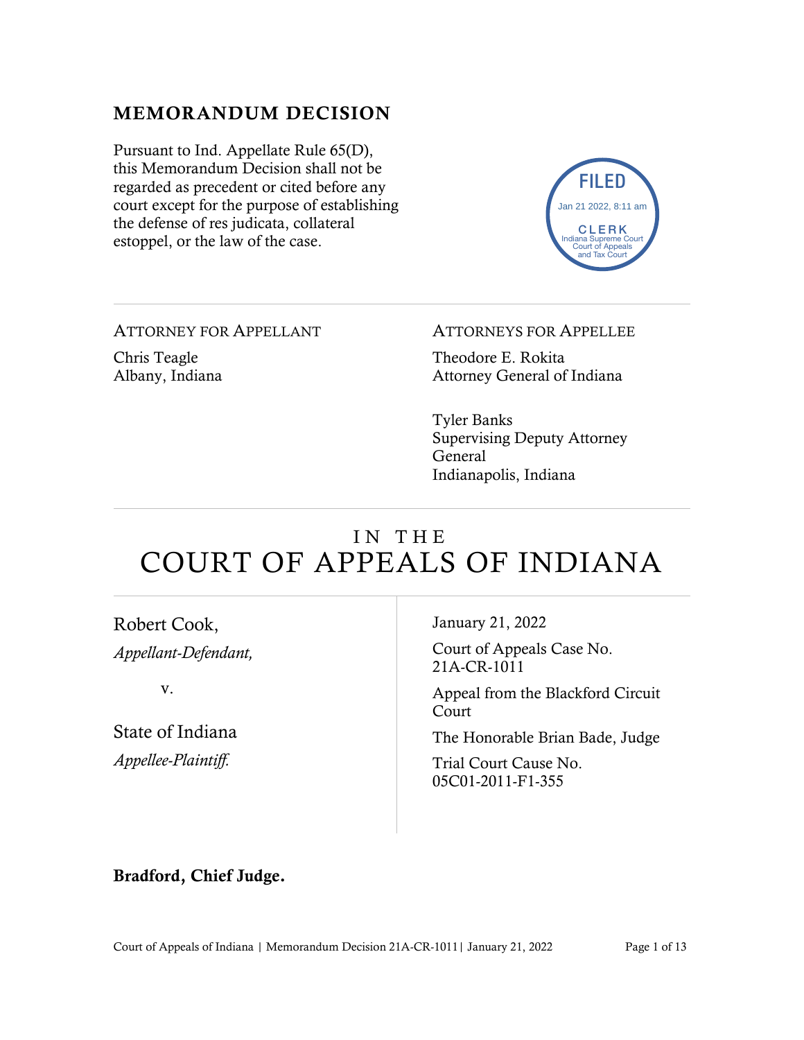## MEMORANDUM DECISION

Pursuant to Ind. Appellate Rule 65(D), this Memorandum Decision shall not be regarded as precedent or cited before any court except for the purpose of establishing the defense of res judicata, collateral estoppel, or the law of the case.

FILED
Jan 21 2022, 8:11 am
CLERK
Indiana Supreme Court
Court of Appeals
and Tax Court

---

ATTORNEY FOR APPELLANT

Chris Teagle
Albany, Indiana

ATTORNEYS FOR APPELLEE

Theodore E. Rokita
Attorney General of Indiana

Tyler Banks
Supervising Deputy Attorney General
Indianapolis, Indiana

---

# IN THE COURT OF APPEALS OF INDIANA

Robert Cook,
*Appellant-Defendant,*

v.

State of Indiana
*Appellee-Plaintiff.*

January 21, 2022

Court of Appeals Case No. 21A-CR-1011

Appeal from the Blackford Circuit Court

The Honorable Brian Bade, Judge

Trial Court Cause No. 05C01-2011-F1-355

**Bradford, Chief Judge.**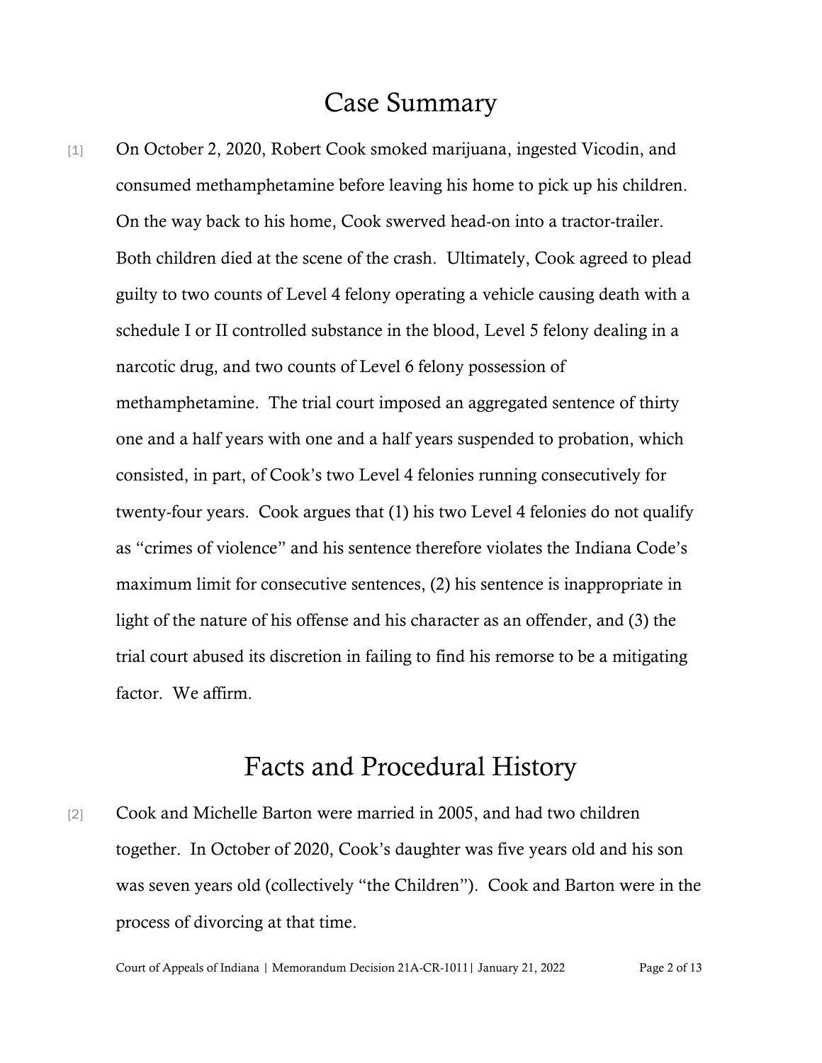# Case Summary

[1] On October 2, 2020, Robert Cook smoked marijuana, ingested Vicodin, and consumed methamphetamine before leaving his home to pick up his children. On the way back to his home, Cook swerved head-on into a tractor-trailer. Both children died at the scene of the crash. Ultimately, Cook agreed to plead guilty to two counts of Level 4 felony operating a vehicle causing death with a schedule I or II controlled substance in the blood, Level 5 felony dealing in a narcotic drug, and two counts of Level 6 felony possession of methamphetamine. The trial court imposed an aggregated sentence of thirty one and a half years with one and a half years suspended to probation, which consisted, in part, of Cook's two Level 4 felonies running consecutively for twenty-four years. Cook argues that (1) his two Level 4 felonies do not qualify as "crimes of violence" and his sentence therefore violates the Indiana Code's maximum limit for consecutive sentences, (2) his sentence is inappropriate in light of the nature of his offense and his character as an offender, and (3) the trial court abused its discretion in failing to find his remorse to be a mitigating factor. We affirm.

# Facts and Procedural History

[2] Cook and Michelle Barton were married in 2005, and had two children together. In October of 2020, Cook's daughter was five years old and his son was seven years old (collectively "the Children"). Cook and Barton were in the process of divorcing at that time.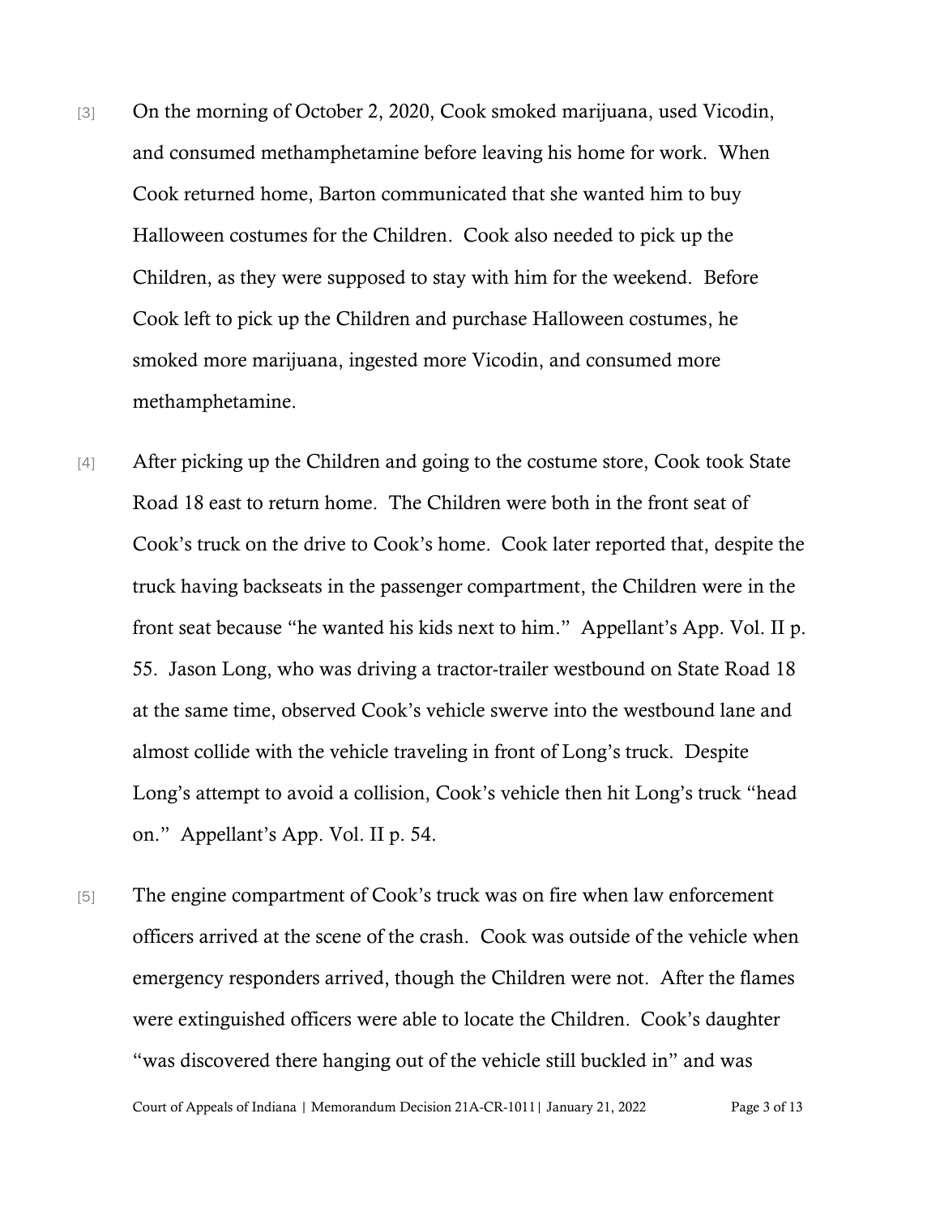[3] On the morning of October 2, 2020, Cook smoked marijuana, used Vicodin, and consumed methamphetamine before leaving his home for work. When Cook returned home, Barton communicated that she wanted him to buy Halloween costumes for the Children. Cook also needed to pick up the Children, as they were supposed to stay with him for the weekend. Before Cook left to pick up the Children and purchase Halloween costumes, he smoked more marijuana, ingested more Vicodin, and consumed more methamphetamine.

[4] After picking up the Children and going to the costume store, Cook took State Road 18 east to return home. The Children were both in the front seat of Cook's truck on the drive to Cook's home. Cook later reported that, despite the truck having backseats in the passenger compartment, the Children were in the front seat because "he wanted his kids next to him." Appellant's App. Vol. II p. 55. Jason Long, who was driving a tractor-trailer westbound on State Road 18 at the same time, observed Cook's vehicle swerve into the westbound lane and almost collide with the vehicle traveling in front of Long's truck. Despite Long's attempt to avoid a collision, Cook's vehicle then hit Long's truck "head on." Appellant's App. Vol. II p. 54.

[5] The engine compartment of Cook's truck was on fire when law enforcement officers arrived at the scene of the crash. Cook was outside of the vehicle when emergency responders arrived, though the Children were not. After the flames were extinguished officers were able to locate the Children. Cook's daughter "was discovered there hanging out of the vehicle still buckled in" and was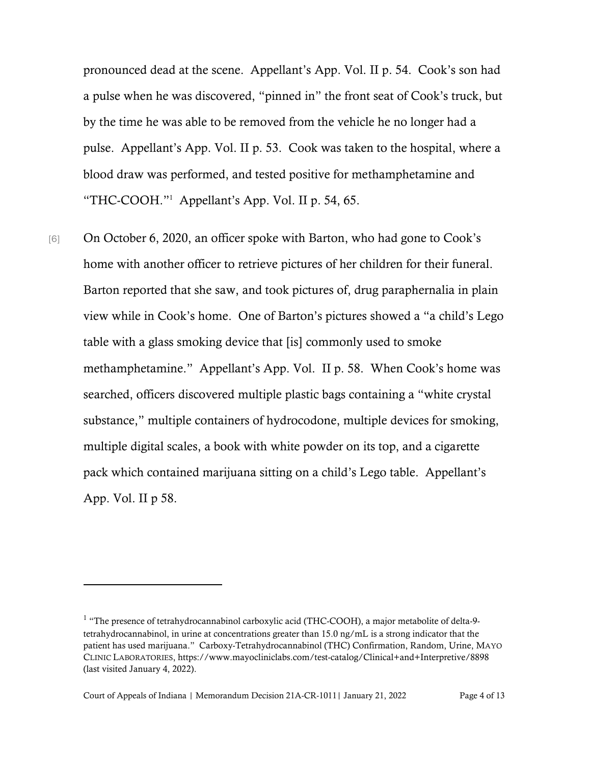pronounced dead at the scene. Appellant's App. Vol. II p. 54. Cook's son had a pulse when he was discovered, "pinned in" the front seat of Cook's truck, but by the time he was able to be removed from the vehicle he no longer had a pulse. Appellant's App. Vol. II p. 53. Cook was taken to the hospital, where a blood draw was performed, and tested positive for methamphetamine and "THC-COOH."[1] Appellant's App. Vol. II p. 54, 65.

[6] On October 6, 2020, an officer spoke with Barton, who had gone to Cook's home with another officer to retrieve pictures of her children for their funeral. Barton reported that she saw, and took pictures of, drug paraphernalia in plain view while in Cook's home. One of Barton's pictures showed a "a child's Lego table with a glass smoking device that [is] commonly used to smoke methamphetamine." Appellant's App. Vol. II p. 58. When Cook's home was searched, officers discovered multiple plastic bags containing a "white crystal substance," multiple containers of hydrocodone, multiple devices for smoking, multiple digital scales, a book with white powder on its top, and a cigarette pack which contained marijuana sitting on a child's Lego table. Appellant's App. Vol. II p 58.

---

[1] "The presence of tetrahydrocannabinol carboxylic acid (THC-COOH), a major metabolite of delta-9-tetrahydrocannabinol, in urine at concentrations greater than 15.0 ng/mL is a strong indicator that the patient has used marijuana." Carboxy-Tetrahydrocannabinol (THC) Confirmation, Random, Urine, MAYO CLINIC LABORATORIES, https://www.mayocliniclabs.com/test-catalog/Clinical+and+Interpretive/8898 (last visited January 4, 2022).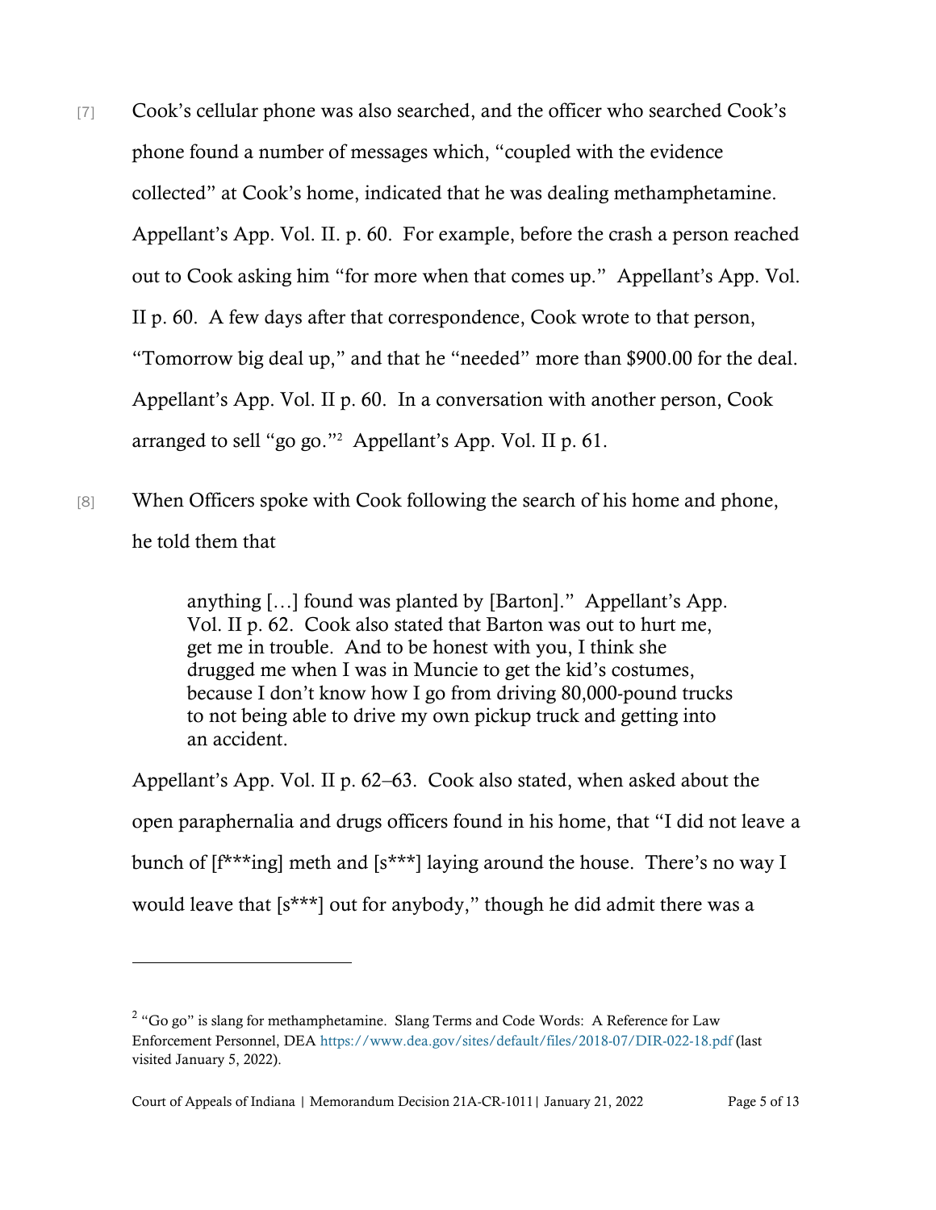[7] Cook's cellular phone was also searched, and the officer who searched Cook's phone found a number of messages which, "coupled with the evidence collected" at Cook's home, indicated that he was dealing methamphetamine. Appellant's App. Vol. II. p. 60. For example, before the crash a person reached out to Cook asking him "for more when that comes up." Appellant's App. Vol. II p. 60. A few days after that correspondence, Cook wrote to that person, "Tomorrow big deal up," and that he "needed" more than $900.00 for the deal. Appellant's App. Vol. II p. 60. In a conversation with another person, Cook arranged to sell "go go."[2] Appellant's App. Vol. II p. 61.

[8] When Officers spoke with Cook following the search of his home and phone, he told them that

> anything […] found was planted by [Barton]." Appellant's App. Vol. II p. 62. Cook also stated that Barton was out to hurt me, get me in trouble. And to be honest with you, I think she drugged me when I was in Muncie to get the kid's costumes, because I don't know how I go from driving 80,000-pound trucks to not being able to drive my own pickup truck and getting into an accident.

Appellant's App. Vol. II p. 62–63. Cook also stated, when asked about the open paraphernalia and drugs officers found in his home, that "I did not leave a bunch of [f***ing] meth and [s***] laying around the house. There's no way I would leave that [s***] out for anybody," though he did admit there was a

---

[2] "Go go" is slang for methamphetamine. Slang Terms and Code Words: A Reference for Law Enforcement Personnel, DEA https://www.dea.gov/sites/default/files/2018-07/DIR-022-18.pdf (last visited January 5, 2022).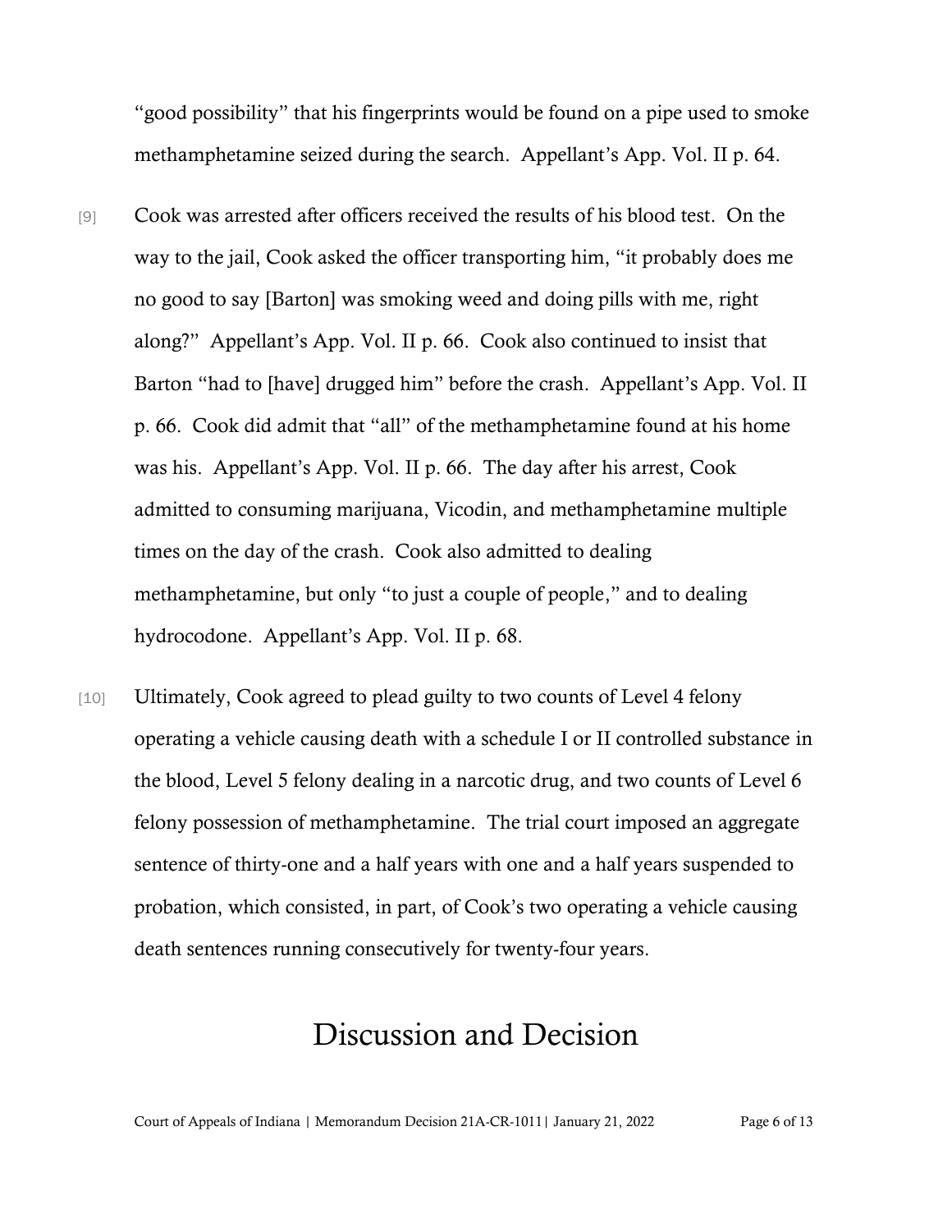"good possibility" that his fingerprints would be found on a pipe used to smoke methamphetamine seized during the search. Appellant's App. Vol. II p. 64.

[9] Cook was arrested after officers received the results of his blood test. On the way to the jail, Cook asked the officer transporting him, "it probably does me no good to say [Barton] was smoking weed and doing pills with me, right along?" Appellant's App. Vol. II p. 66. Cook also continued to insist that Barton "had to [have] drugged him" before the crash. Appellant's App. Vol. II p. 66. Cook did admit that "all" of the methamphetamine found at his home was his. Appellant's App. Vol. II p. 66. The day after his arrest, Cook admitted to consuming marijuana, Vicodin, and methamphetamine multiple times on the day of the crash. Cook also admitted to dealing methamphetamine, but only "to just a couple of people," and to dealing hydrocodone. Appellant's App. Vol. II p. 68.

[10] Ultimately, Cook agreed to plead guilty to two counts of Level 4 felony operating a vehicle causing death with a schedule I or II controlled substance in the blood, Level 5 felony dealing in a narcotic drug, and two counts of Level 6 felony possession of methamphetamine. The trial court imposed an aggregate sentence of thirty-one and a half years with one and a half years suspended to probation, which consisted, in part, of Cook's two operating a vehicle causing death sentences running consecutively for twenty-four years.

# Discussion and Decision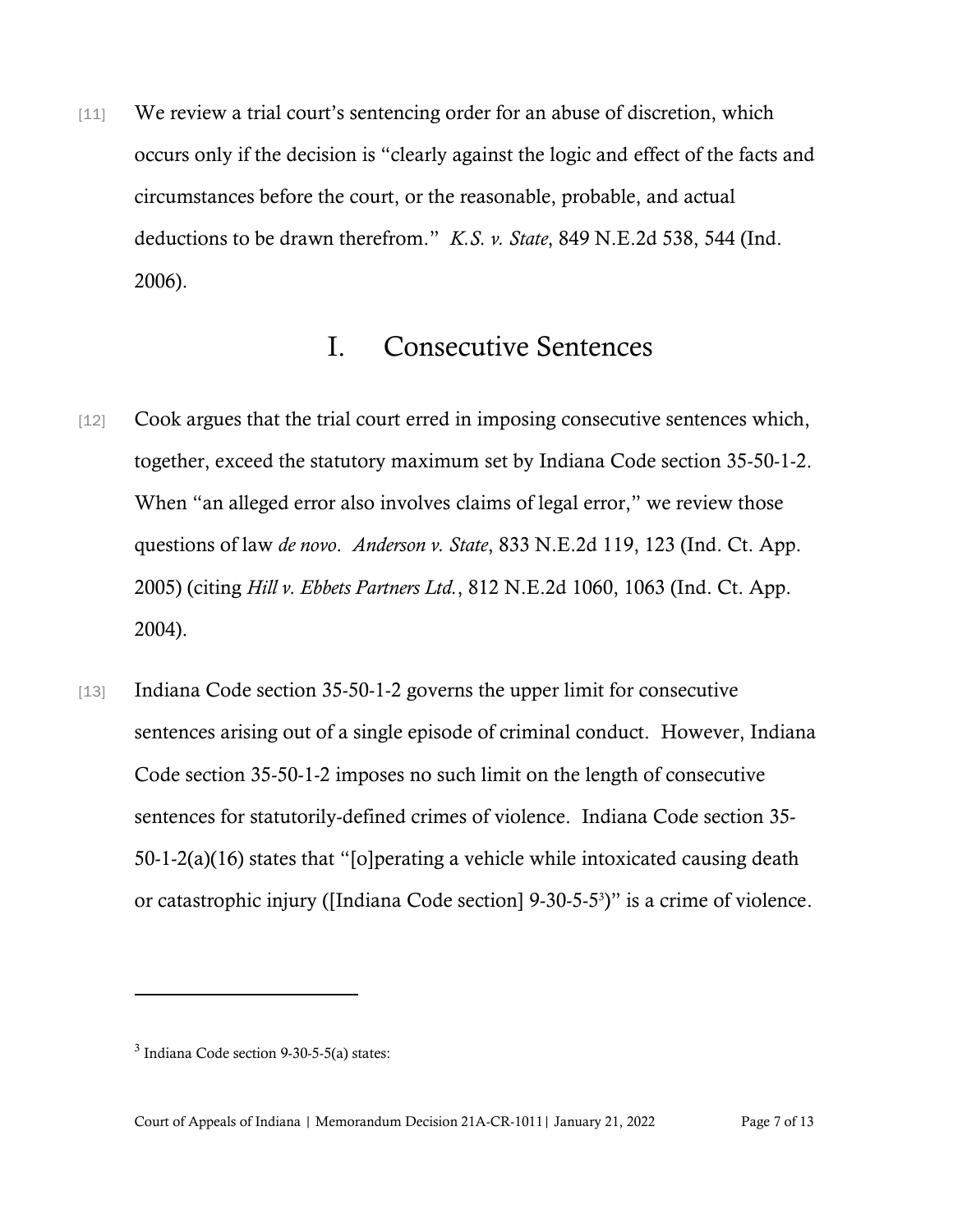[11] We review a trial court's sentencing order for an abuse of discretion, which occurs only if the decision is "clearly against the logic and effect of the facts and circumstances before the court, or the reasonable, probable, and actual deductions to be drawn therefrom." *K.S. v. State*, 849 N.E.2d 538, 544 (Ind. 2006).

## I. Consecutive Sentences

[12] Cook argues that the trial court erred in imposing consecutive sentences which, together, exceed the statutory maximum set by Indiana Code section 35-50-1-2. When "an alleged error also involves claims of legal error," we review those questions of law *de novo*. *Anderson v. State*, 833 N.E.2d 119, 123 (Ind. Ct. App. 2005) (citing *Hill v. Ebbets Partners Ltd.*, 812 N.E.2d 1060, 1063 (Ind. Ct. App. 2004).

[13] Indiana Code section 35-50-1-2 governs the upper limit for consecutive sentences arising out of a single episode of criminal conduct. However, Indiana Code section 35-50-1-2 imposes no such limit on the length of consecutive sentences for statutorily-defined crimes of violence. Indiana Code section 35-50-1-2(a)(16) states that "[o]perating a vehicle while intoxicated causing death or catastrophic injury ([Indiana Code section] 9-30-5-5[3])" is a crime of violence.

---

[3] Indiana Code section 9-30-5-5(a) states: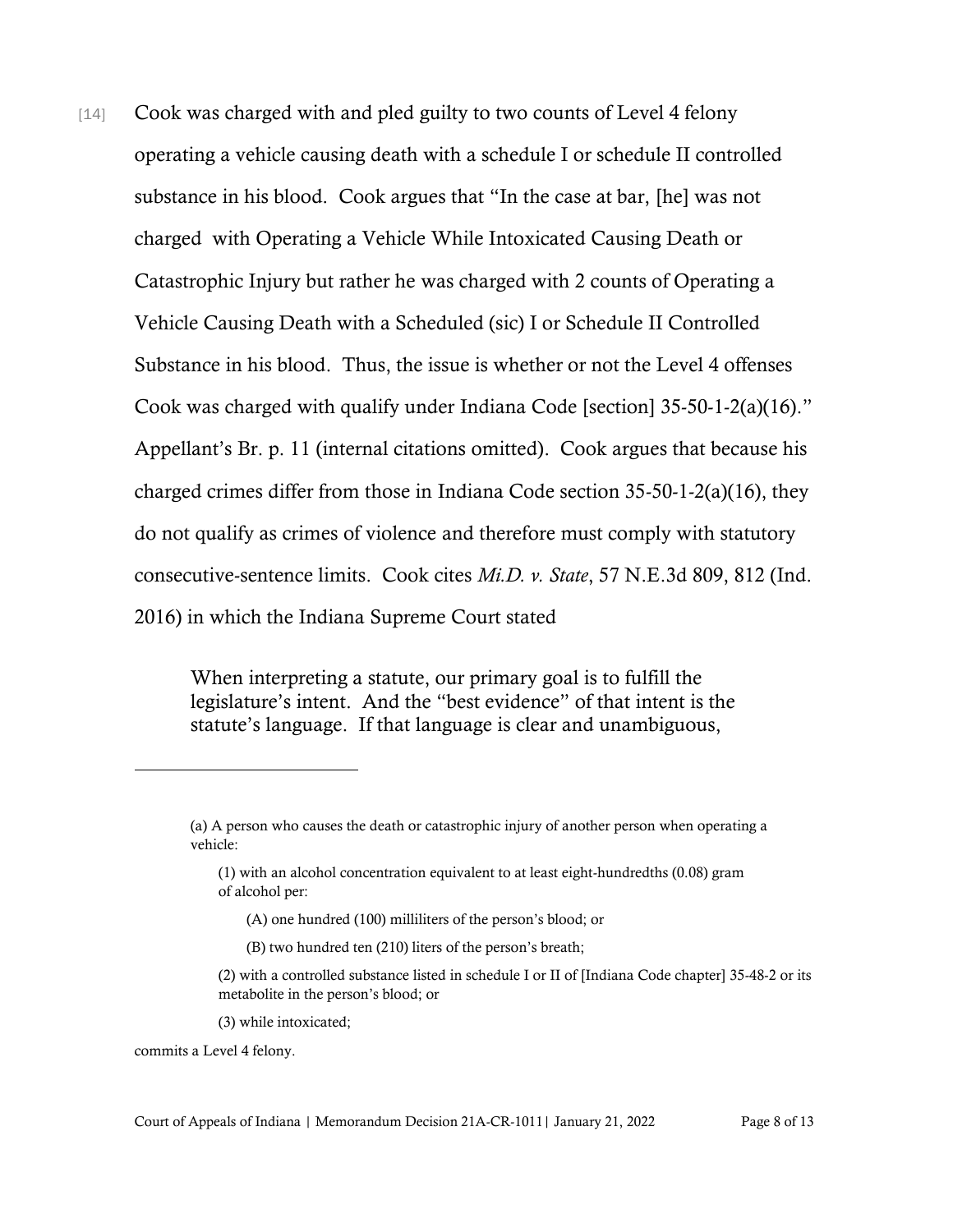[14] Cook was charged with and pled guilty to two counts of Level 4 felony operating a vehicle causing death with a schedule I or schedule II controlled substance in his blood. Cook argues that "In the case at bar, [he] was not charged with Operating a Vehicle While Intoxicated Causing Death or Catastrophic Injury but rather he was charged with 2 counts of Operating a Vehicle Causing Death with a Scheduled (sic) I or Schedule II Controlled Substance in his blood. Thus, the issue is whether or not the Level 4 offenses Cook was charged with qualify under Indiana Code [section] 35-50-1-2(a)(16)." Appellant's Br. p. 11 (internal citations omitted). Cook argues that because his charged crimes differ from those in Indiana Code section 35-50-1-2(a)(16), they do not qualify as crimes of violence and therefore must comply with statutory consecutive-sentence limits. Cook cites *Mi.D. v. State*, 57 N.E.3d 809, 812 (Ind. 2016) in which the Indiana Supreme Court stated

> When interpreting a statute, our primary goal is to fulfill the legislature's intent. And the "best evidence" of that intent is the statute's language. If that language is clear and unambiguous,

---

> (a) A person who causes the death or catastrophic injury of another person when operating a vehicle:
>
> > (1) with an alcohol concentration equivalent to at least eight-hundredths (0.08) gram of alcohol per:
> >
> > > (A) one hundred (100) milliliters of the person's blood; or
> > >
> > > (B) two hundred ten (210) liters of the person's breath;
> >
> > (2) with a controlled substance listed in schedule I or II of [Indiana Code chapter] 35-48-2 or its metabolite in the person's blood; or
> >
> > (3) while intoxicated;
>
> commits a Level 4 felony.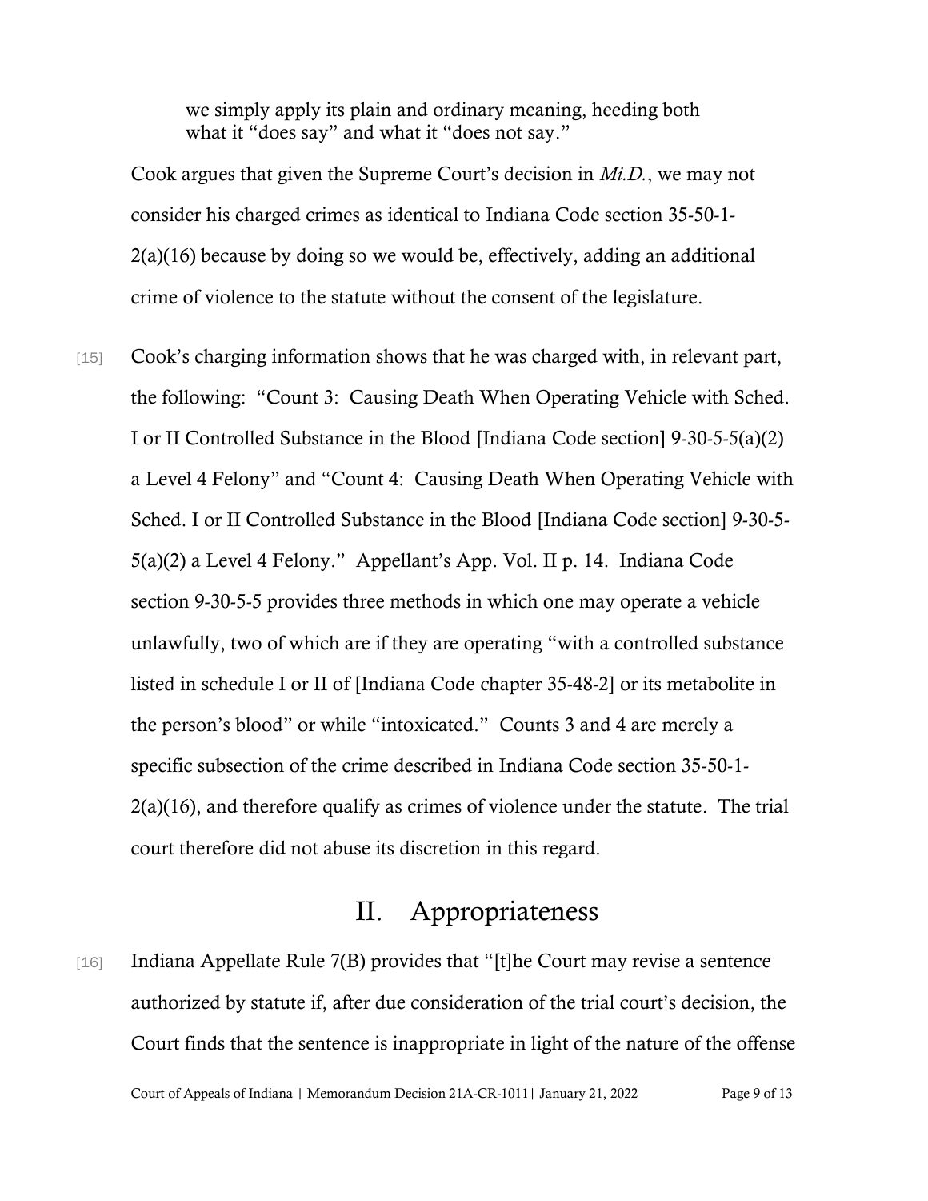> we simply apply its plain and ordinary meaning, heeding both what it "does say" and what it "does not say."

Cook argues that given the Supreme Court's decision in *Mi.D.*, we may not consider his charged crimes as identical to Indiana Code section 35-50-1-2(a)(16) because by doing so we would be, effectively, adding an additional crime of violence to the statute without the consent of the legislature.

[15] Cook's charging information shows that he was charged with, in relevant part, the following: "Count 3: Causing Death When Operating Vehicle with Sched. I or II Controlled Substance in the Blood [Indiana Code section] 9-30-5-5(a)(2) a Level 4 Felony" and "Count 4: Causing Death When Operating Vehicle with Sched. I or II Controlled Substance in the Blood [Indiana Code section] 9-30-5-5(a)(2) a Level 4 Felony." Appellant's App. Vol. II p. 14. Indiana Code section 9-30-5-5 provides three methods in which one may operate a vehicle unlawfully, two of which are if they are operating "with a controlled substance listed in schedule I or II of [Indiana Code chapter 35-48-2] or its metabolite in the person's blood" or while "intoxicated." Counts 3 and 4 are merely a specific subsection of the crime described in Indiana Code section 35-50-1-2(a)(16), and therefore qualify as crimes of violence under the statute. The trial court therefore did not abuse its discretion in this regard.

## II. Appropriateness

[16] Indiana Appellate Rule 7(B) provides that "[t]he Court may revise a sentence authorized by statute if, after due consideration of the trial court's decision, the Court finds that the sentence is inappropriate in light of the nature of the offense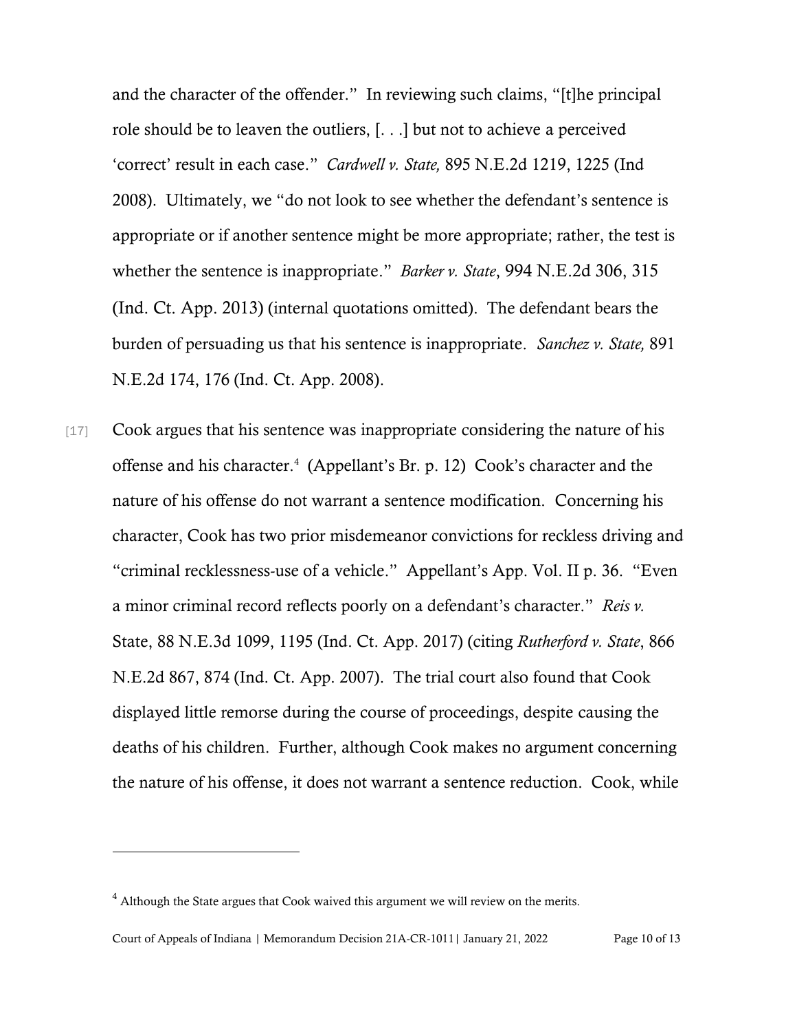and the character of the offender." In reviewing such claims, "[t]he principal role should be to leaven the outliers, [. . .] but not to achieve a perceived 'correct' result in each case." *Cardwell v. State,* 895 N.E.2d 1219, 1225 (Ind 2008). Ultimately, we "do not look to see whether the defendant's sentence is appropriate or if another sentence might be more appropriate; rather, the test is whether the sentence is inappropriate." *Barker v. State*, 994 N.E.2d 306, 315 (Ind. Ct. App. 2013) (internal quotations omitted). The defendant bears the burden of persuading us that his sentence is inappropriate. *Sanchez v. State,* 891 N.E.2d 174, 176 (Ind. Ct. App. 2008).

[17] Cook argues that his sentence was inappropriate considering the nature of his offense and his character.[4] (Appellant's Br. p. 12) Cook's character and the nature of his offense do not warrant a sentence modification. Concerning his character, Cook has two prior misdemeanor convictions for reckless driving and "criminal recklessness-use of a vehicle." Appellant's App. Vol. II p. 36. "Even a minor criminal record reflects poorly on a defendant's character." *Reis v.* State, 88 N.E.3d 1099, 1195 (Ind. Ct. App. 2017) (citing *Rutherford v. State*, 866 N.E.2d 867, 874 (Ind. Ct. App. 2007). The trial court also found that Cook displayed little remorse during the course of proceedings, despite causing the deaths of his children. Further, although Cook makes no argument concerning the nature of his offense, it does not warrant a sentence reduction. Cook, while

[4] Although the State argues that Cook waived this argument we will review on the merits.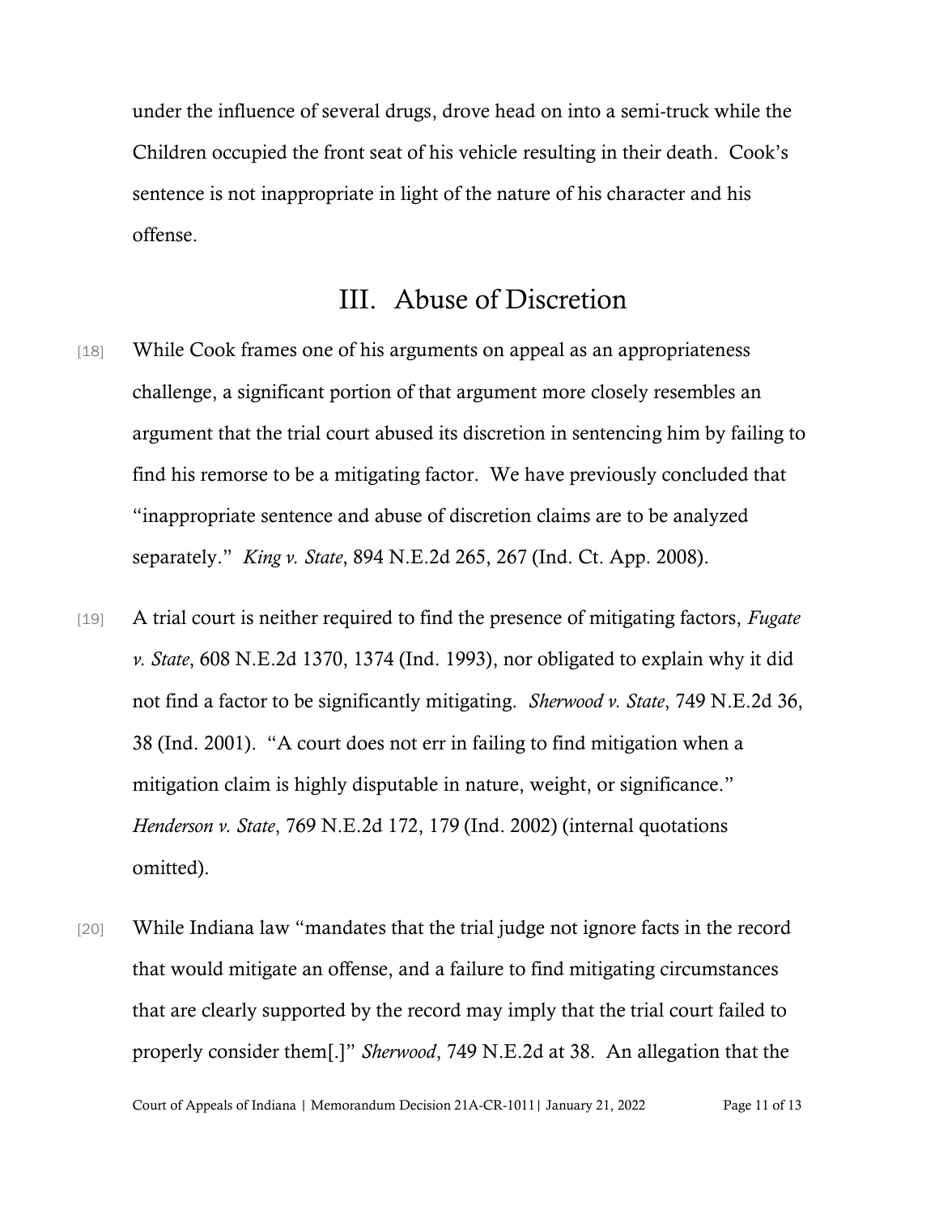under the influence of several drugs, drove head on into a semi-truck while the Children occupied the front seat of his vehicle resulting in their death. Cook's sentence is not inappropriate in light of the nature of his character and his offense.

## III. Abuse of Discretion

[18] While Cook frames one of his arguments on appeal as an appropriateness challenge, a significant portion of that argument more closely resembles an argument that the trial court abused its discretion in sentencing him by failing to find his remorse to be a mitigating factor. We have previously concluded that "inappropriate sentence and abuse of discretion claims are to be analyzed separately." *King v. State*, 894 N.E.2d 265, 267 (Ind. Ct. App. 2008).

[19] A trial court is neither required to find the presence of mitigating factors, *Fugate v. State*, 608 N.E.2d 1370, 1374 (Ind. 1993), nor obligated to explain why it did not find a factor to be significantly mitigating. *Sherwood v. State*, 749 N.E.2d 36, 38 (Ind. 2001). "A court does not err in failing to find mitigation when a mitigation claim is highly disputable in nature, weight, or significance." *Henderson v. State*, 769 N.E.2d 172, 179 (Ind. 2002) (internal quotations omitted).

[20] While Indiana law "mandates that the trial judge not ignore facts in the record that would mitigate an offense, and a failure to find mitigating circumstances that are clearly supported by the record may imply that the trial court failed to properly consider them[.]" *Sherwood*, 749 N.E.2d at 38. An allegation that the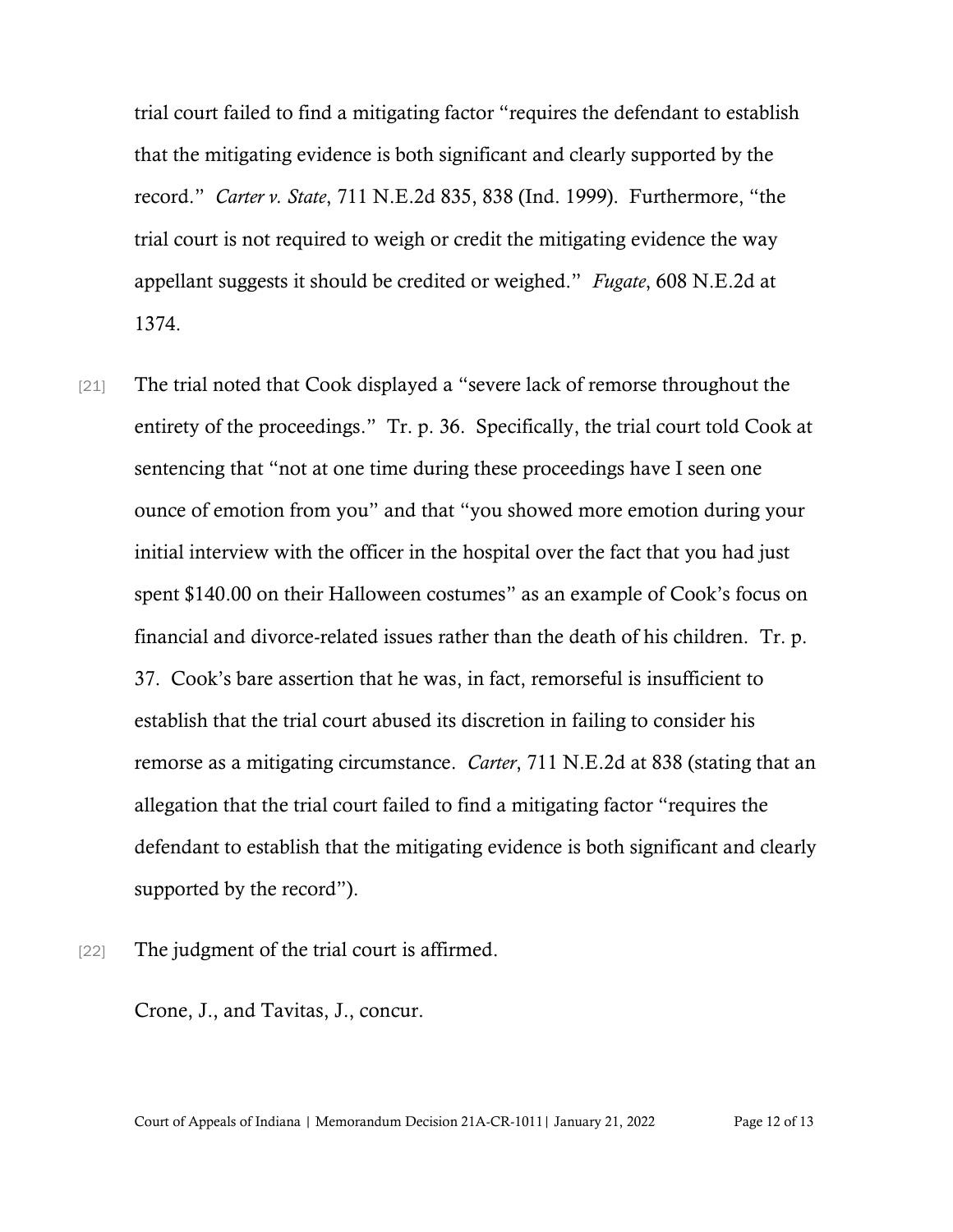trial court failed to find a mitigating factor "requires the defendant to establish that the mitigating evidence is both significant and clearly supported by the record." *Carter v. State*, 711 N.E.2d 835, 838 (Ind. 1999). Furthermore, "the trial court is not required to weigh or credit the mitigating evidence the way appellant suggests it should be credited or weighed." *Fugate*, 608 N.E.2d at 1374.

[21] The trial noted that Cook displayed a "severe lack of remorse throughout the entirety of the proceedings." Tr. p. 36. Specifically, the trial court told Cook at sentencing that "not at one time during these proceedings have I seen one ounce of emotion from you" and that "you showed more emotion during your initial interview with the officer in the hospital over the fact that you had just spent $140.00 on their Halloween costumes" as an example of Cook's focus on financial and divorce-related issues rather than the death of his children. Tr. p. 37. Cook's bare assertion that he was, in fact, remorseful is insufficient to establish that the trial court abused its discretion in failing to consider his remorse as a mitigating circumstance. *Carter*, 711 N.E.2d at 838 (stating that an allegation that the trial court failed to find a mitigating factor "requires the defendant to establish that the mitigating evidence is both significant and clearly supported by the record").

[22] The judgment of the trial court is affirmed.

Crone, J., and Tavitas, J., concur.